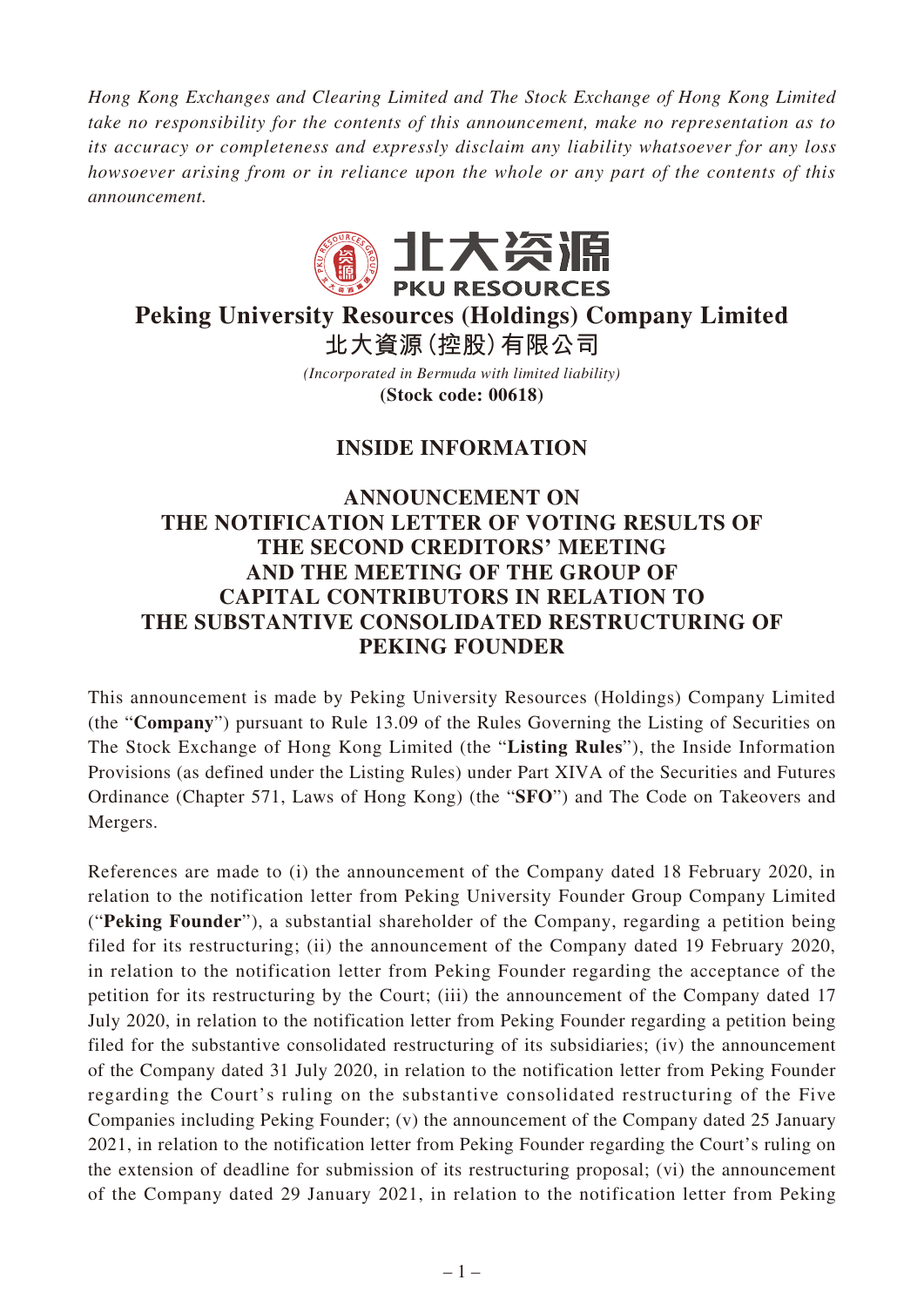*Hong Kong Exchanges and Clearing Limited and The Stock Exchange of Hong Kong Limited take no responsibility for the contents of this announcement, make no representation as to its accuracy or completeness and expressly disclaim any liability whatsoever for any loss howsoever arising from or in reliance upon the whole or any part of the contents of this announcement.*

北大资源
PKU RESOURCES

# Peking University Resources (Holdings) Company Limited
# 北大資源(控股)有限公司

*(Incorporated in Bermuda with limited liability)*
**(Stock code: 00618)**

## INSIDE INFORMATION

## ANNOUNCEMENT ON THE NOTIFICATION LETTER OF VOTING RESULTS OF THE SECOND CREDITORS' MEETING AND THE MEETING OF THE GROUP OF CAPITAL CONTRIBUTORS IN RELATION TO THE SUBSTANTIVE CONSOLIDATED RESTRUCTURING OF PEKING FOUNDER

This announcement is made by Peking University Resources (Holdings) Company Limited (the "**Company**") pursuant to Rule 13.09 of the Rules Governing the Listing of Securities on The Stock Exchange of Hong Kong Limited (the "**Listing Rules**"), the Inside Information Provisions (as defined under the Listing Rules) under Part XIVA of the Securities and Futures Ordinance (Chapter 571, Laws of Hong Kong) (the "**SFO**") and The Code on Takeovers and Mergers.

References are made to (i) the announcement of the Company dated 18 February 2020, in relation to the notification letter from Peking University Founder Group Company Limited ("**Peking Founder**"), a substantial shareholder of the Company, regarding a petition being filed for its restructuring; (ii) the announcement of the Company dated 19 February 2020, in relation to the notification letter from Peking Founder regarding the acceptance of the petition for its restructuring by the Court; (iii) the announcement of the Company dated 17 July 2020, in relation to the notification letter from Peking Founder regarding a petition being filed for the substantive consolidated restructuring of its subsidiaries; (iv) the announcement of the Company dated 31 July 2020, in relation to the notification letter from Peking Founder regarding the Court's ruling on the substantive consolidated restructuring of the Five Companies including Peking Founder; (v) the announcement of the Company dated 25 January 2021, in relation to the notification letter from Peking Founder regarding the Court's ruling on the extension of deadline for submission of its restructuring proposal; (vi) the announcement of the Company dated 29 January 2021, in relation to the notification letter from Peking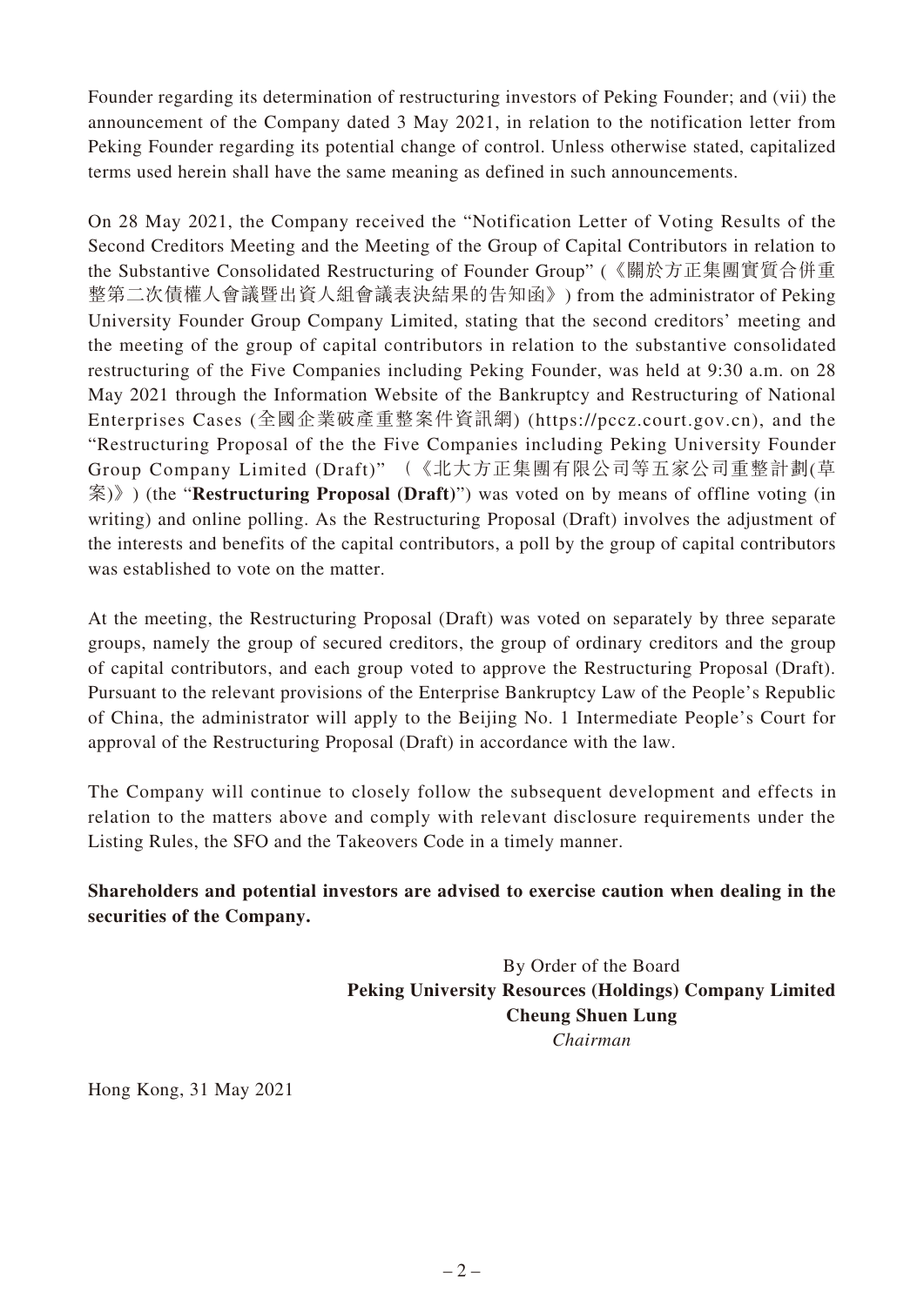Founder regarding its determination of restructuring investors of Peking Founder; and (vii) the announcement of the Company dated 3 May 2021, in relation to the notification letter from Peking Founder regarding its potential change of control. Unless otherwise stated, capitalized terms used herein shall have the same meaning as defined in such announcements.

On 28 May 2021, the Company received the "Notification Letter of Voting Results of the Second Creditors Meeting and the Meeting of the Group of Capital Contributors in relation to the Substantive Consolidated Restructuring of Founder Group" (《關於方正集團實質合併重整第二次債權人會議暨出資人組會議表決結果的告知函》) from the administrator of Peking University Founder Group Company Limited, stating that the second creditors' meeting and the meeting of the group of capital contributors in relation to the substantive consolidated restructuring of the Five Companies including Peking Founder, was held at 9:30 a.m. on 28 May 2021 through the Information Website of the Bankruptcy and Restructuring of National Enterprises Cases (全國企業破產重整案件資訊網) (https://pccz.court.gov.cn), and the "Restructuring Proposal of the the Five Companies including Peking University Founder Group Company Limited (Draft)" (《北大方正集團有限公司等五家公司重整計劃(草案)》) (the "**Restructuring Proposal (Draft)**") was voted on by means of offline voting (in writing) and online polling. As the Restructuring Proposal (Draft) involves the adjustment of the interests and benefits of the capital contributors, a poll by the group of capital contributors was established to vote on the matter.

At the meeting, the Restructuring Proposal (Draft) was voted on separately by three separate groups, namely the group of secured creditors, the group of ordinary creditors and the group of capital contributors, and each group voted to approve the Restructuring Proposal (Draft). Pursuant to the relevant provisions of the Enterprise Bankruptcy Law of the People's Republic of China, the administrator will apply to the Beijing No. 1 Intermediate People's Court for approval of the Restructuring Proposal (Draft) in accordance with the law.

The Company will continue to closely follow the subsequent development and effects in relation to the matters above and comply with relevant disclosure requirements under the Listing Rules, the SFO and the Takeovers Code in a timely manner.

**Shareholders and potential investors are advised to exercise caution when dealing in the securities of the Company.**

By Order of the Board
**Peking University Resources (Holdings) Company Limited**
**Cheung Shuen Lung**
*Chairman*

Hong Kong, 31 May 2021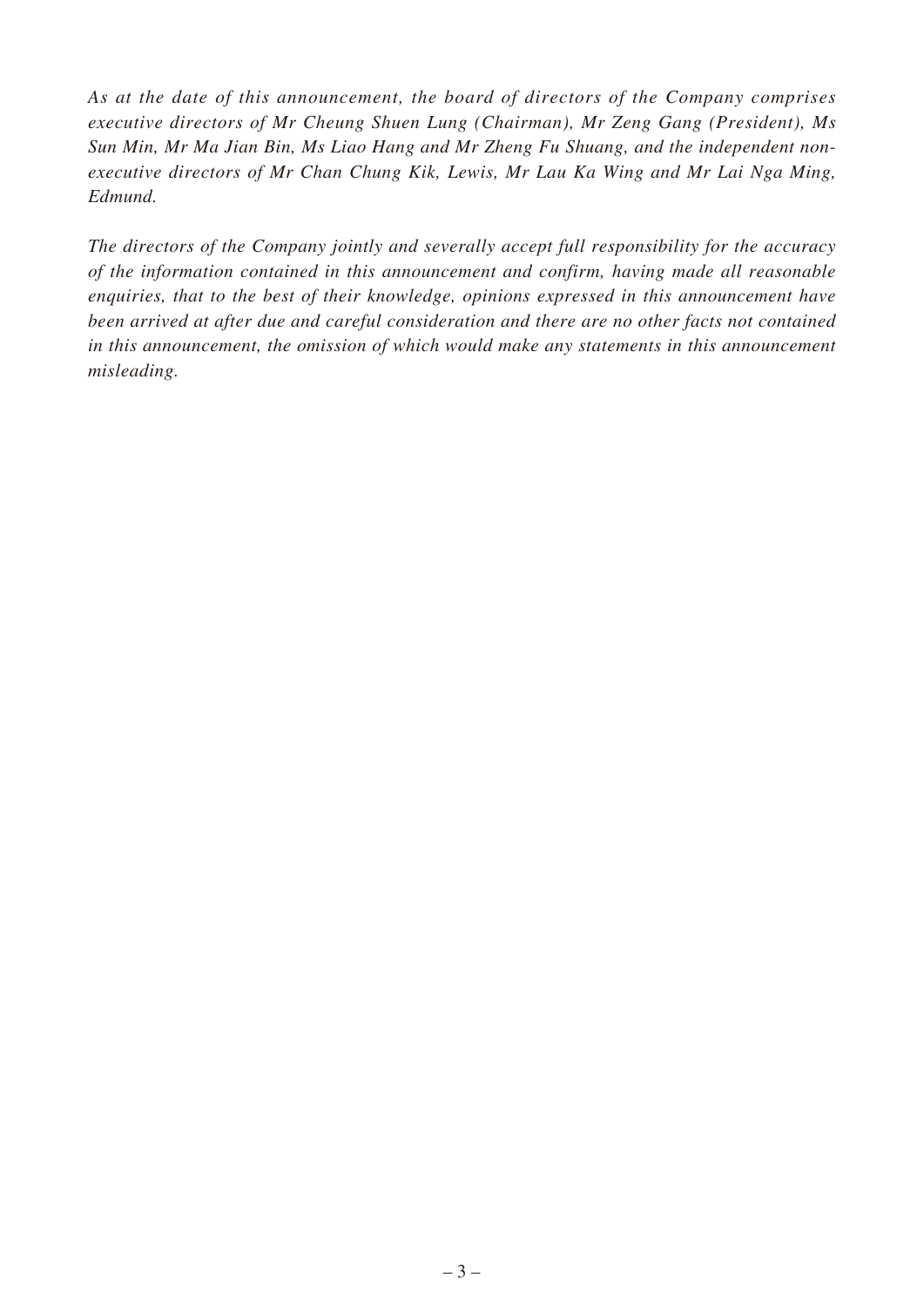*As at the date of this announcement, the board of directors of the Company comprises executive directors of Mr Cheung Shuen Lung (Chairman), Mr Zeng Gang (President), Ms Sun Min, Mr Ma Jian Bin, Ms Liao Hang and Mr Zheng Fu Shuang, and the independent non-executive directors of Mr Chan Chung Kik, Lewis, Mr Lau Ka Wing and Mr Lai Nga Ming, Edmund.*

*The directors of the Company jointly and severally accept full responsibility for the accuracy of the information contained in this announcement and confirm, having made all reasonable enquiries, that to the best of their knowledge, opinions expressed in this announcement have been arrived at after due and careful consideration and there are no other facts not contained in this announcement, the omission of which would make any statements in this announcement misleading.*